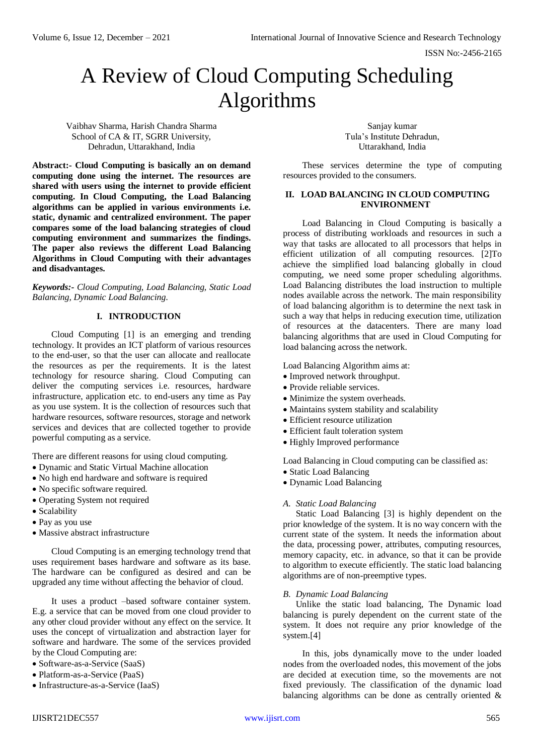# A Review of Cloud Computing Scheduling Algorithms

Vaibhav Sharma, Harish Chandra Sharma
School of CA & IT, SGRR University,
Dehradun, Uttarakhand, India

Sanjay kumar
Tula's Institute Dehradun,
Uttarakhand, India

**Abstract:- Cloud Computing is basically an on demand computing done using the internet. The resources are shared with users using the internet to provide efficient computing. In Cloud Computing, the Load Balancing algorithms can be applied in various environments i.e. static, dynamic and centralized environment. The paper compares some of the load balancing strategies of cloud computing environment and summarizes the findings. The paper also reviews the different Load Balancing Algorithms in Cloud Computing with their advantages and disadvantages.**

***Keywords:-*** *Cloud Computing, Load Balancing, Static Load Balancing, Dynamic Load Balancing.*

## I. INTRODUCTION

Cloud Computing [1] is an emerging and trending technology. It provides an ICT platform of various resources to the end-user, so that the user can allocate and reallocate the resources as per the requirements. It is the latest technology for resource sharing. Cloud Computing can deliver the computing services i.e. resources, hardware infrastructure, application etc. to end-users any time as Pay as you use system. It is the collection of resources such that hardware resources, software resources, storage and network services and devices that are collected together to provide powerful computing as a service.

There are different reasons for using cloud computing.

- Dynamic and Static Virtual Machine allocation
- No high end hardware and software is required
- No specific software required.
- Operating System not required
- Scalability
- Pay as you use
- Massive abstract infrastructure

Cloud Computing is an emerging technology trend that uses requirement bases hardware and software as its base. The hardware can be configured as desired and can be upgraded any time without affecting the behavior of cloud.

It uses a product –based software container system. E.g. a service that can be moved from one cloud provider to any other cloud provider without any effect on the service. It uses the concept of virtualization and abstraction layer for software and hardware. The some of the services provided by the Cloud Computing are:

- Software-as-a-Service (SaaS)
- Platform-as-a-Service (PaaS)
- Infrastructure-as-a-Service (IaaS)

These services determine the type of computing resources provided to the consumers.

## II. LOAD BALANCING IN CLOUD COMPUTING ENVIRONMENT

Load Balancing in Cloud Computing is basically a process of distributing workloads and resources in such a way that tasks are allocated to all processors that helps in efficient utilization of all computing resources. [2]To achieve the simplified load balancing globally in cloud computing, we need some proper scheduling algorithms. Load Balancing distributes the load instruction to multiple nodes available across the network. The main responsibility of load balancing algorithm is to determine the next task in such a way that helps in reducing execution time, utilization of resources at the datacenters. There are many load balancing algorithms that are used in Cloud Computing for load balancing across the network.

Load Balancing Algorithm aims at:

- Improved network throughput.
- Provide reliable services.
- Minimize the system overheads.
- Maintains system stability and scalability
- Efficient resource utilization
- Efficient fault toleration system
- Highly Improved performance

Load Balancing in Cloud computing can be classified as:

- Static Load Balancing
- Dynamic Load Balancing

### *A. Static Load Balancing*

Static Load Balancing [3] is highly dependent on the prior knowledge of the system. It is no way concern with the current state of the system. It needs the information about the data, processing power, attributes, computing resources, memory capacity, etc. in advance, so that it can be provide to algorithm to execute efficiently. The static load balancing algorithms are of non-preemptive types.

### *B. Dynamic Load Balancing*

Unlike the static load balancing, The Dynamic load balancing is purely dependent on the current state of the system. It does not require any prior knowledge of the system.[4]

In this, jobs dynamically move to the under loaded nodes from the overloaded nodes, this movement of the jobs are decided at execution time, so the movements are not fixed previously. The classification of the dynamic load balancing algorithms can be done as centrally oriented &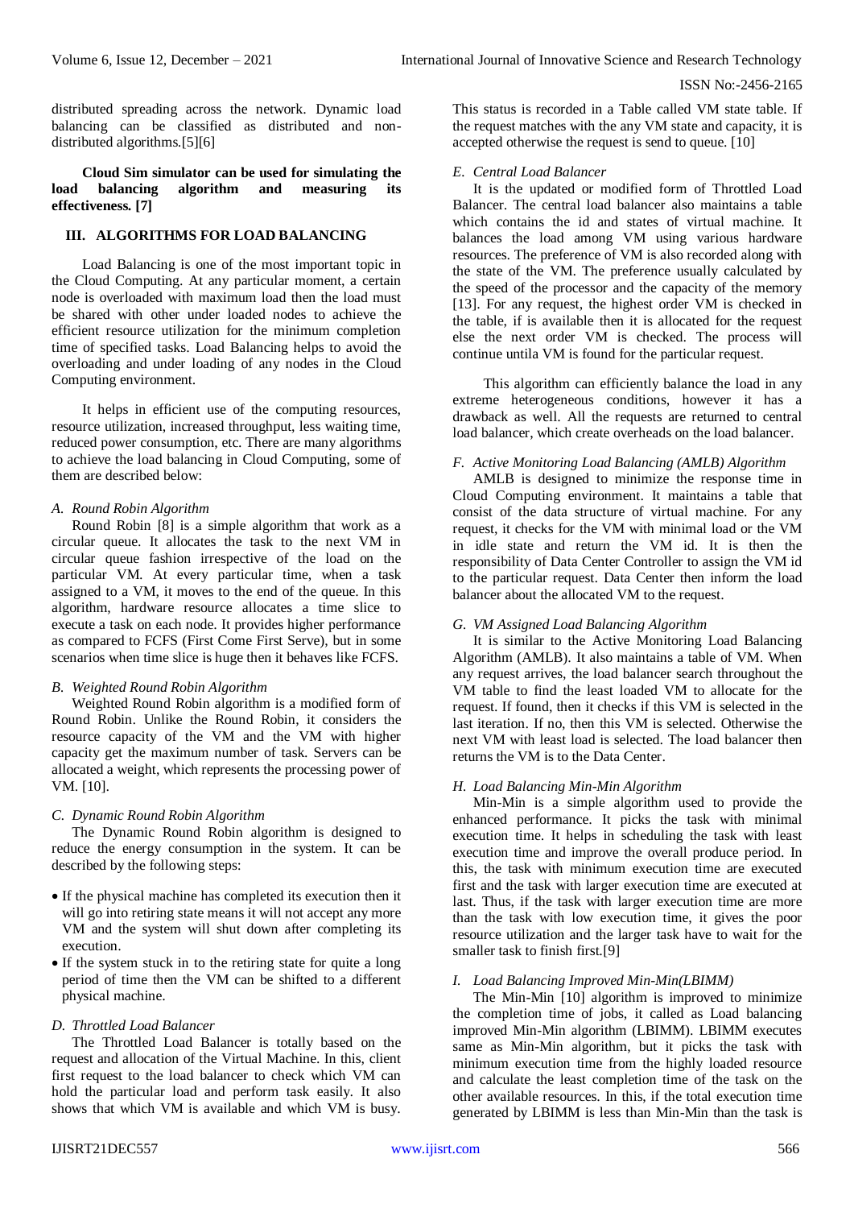distributed spreading across the network. Dynamic load balancing can be classified as distributed and non-distributed algorithms.[5][6]

**Cloud Sim simulator can be used for simulating the load balancing algorithm and measuring its effectiveness. [7]**

## III. ALGORITHMS FOR LOAD BALANCING

Load Balancing is one of the most important topic in the Cloud Computing. At any particular moment, a certain node is overloaded with maximum load then the load must be shared with other under loaded nodes to achieve the efficient resource utilization for the minimum completion time of specified tasks. Load Balancing helps to avoid the overloading and under loading of any nodes in the Cloud Computing environment.

It helps in efficient use of the computing resources, resource utilization, increased throughput, less waiting time, reduced power consumption, etc. There are many algorithms to achieve the load balancing in Cloud Computing, some of them are described below:

### *A. Round Robin Algorithm*

Round Robin [8] is a simple algorithm that work as a circular queue. It allocates the task to the next VM in circular queue fashion irrespective of the load on the particular VM. At every particular time, when a task assigned to a VM, it moves to the end of the queue. In this algorithm, hardware resource allocates a time slice to execute a task on each node. It provides higher performance as compared to FCFS (First Come First Serve), but in some scenarios when time slice is huge then it behaves like FCFS.

### *B. Weighted Round Robin Algorithm*

Weighted Round Robin algorithm is a modified form of Round Robin. Unlike the Round Robin, it considers the resource capacity of the VM and the VM with higher capacity get the maximum number of task. Servers can be allocated a weight, which represents the processing power of VM. [10].

### *C. Dynamic Round Robin Algorithm*

The Dynamic Round Robin algorithm is designed to reduce the energy consumption in the system. It can be described by the following steps:

- If the physical machine has completed its execution then it will go into retiring state means it will not accept any more VM and the system will shut down after completing its execution.
- If the system stuck in to the retiring state for quite a long period of time then the VM can be shifted to a different physical machine.

### *D. Throttled Load Balancer*

The Throttled Load Balancer is totally based on the request and allocation of the Virtual Machine. In this, client first request to the load balancer to check which VM can hold the particular load and perform task easily. It also shows that which VM is available and which VM is busy. This status is recorded in a Table called VM state table. If the request matches with the any VM state and capacity, it is accepted otherwise the request is send to queue. [10]

### *E. Central Load Balancer*

It is the updated or modified form of Throttled Load Balancer. The central load balancer also maintains a table which contains the id and states of virtual machine. It balances the load among VM using various hardware resources. The preference of VM is also recorded along with the state of the VM. The preference usually calculated by the speed of the processor and the capacity of the memory [13]. For any request, the highest order VM is checked in the table, if is available then it is allocated for the request else the next order VM is checked. The process will continue untila VM is found for the particular request.

This algorithm can efficiently balance the load in any extreme heterogeneous conditions, however it has a drawback as well. All the requests are returned to central load balancer, which create overheads on the load balancer.

### *F. Active Monitoring Load Balancing (AMLB) Algorithm*

AMLB is designed to minimize the response time in Cloud Computing environment. It maintains a table that consist of the data structure of virtual machine. For any request, it checks for the VM with minimal load or the VM in idle state and return the VM id. It is then the responsibility of Data Center Controller to assign the VM id to the particular request. Data Center then inform the load balancer about the allocated VM to the request.

### *G. VM Assigned Load Balancing Algorithm*

It is similar to the Active Monitoring Load Balancing Algorithm (AMLB). It also maintains a table of VM. When any request arrives, the load balancer search throughout the VM table to find the least loaded VM to allocate for the request. If found, then it checks if this VM is selected in the last iteration. If no, then this VM is selected. Otherwise the next VM with least load is selected. The load balancer then returns the VM is to the Data Center.

### *H. Load Balancing Min-Min Algorithm*

Min-Min is a simple algorithm used to provide the enhanced performance. It picks the task with minimal execution time. It helps in scheduling the task with least execution time and improve the overall produce period. In this, the task with minimum execution time are executed first and the task with larger execution time are executed at last. Thus, if the task with larger execution time are more than the task with low execution time, it gives the poor resource utilization and the larger task have to wait for the smaller task to finish first.[9]

### *I. Load Balancing Improved Min-Min(LBIMM)*

The Min-Min [10] algorithm is improved to minimize the completion time of jobs, it called as Load balancing improved Min-Min algorithm (LBIMM). LBIMM executes same as Min-Min algorithm, but it picks the task with minimum execution time from the highly loaded resource and calculate the least completion time of the task on the other available resources. In this, if the total execution time generated by LBIMM is less than Min-Min than the task is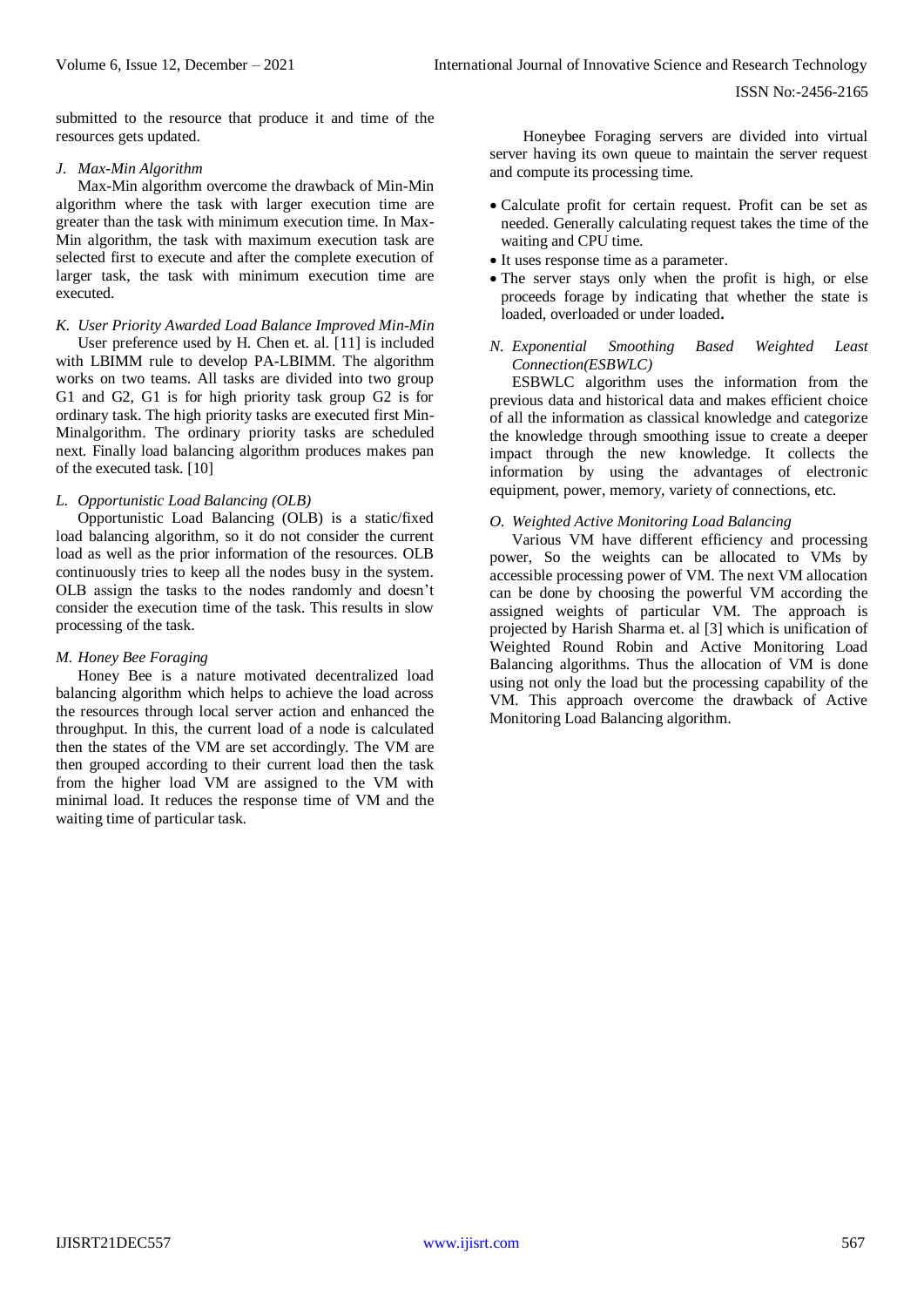submitted to the resource that produce it and time of the resources gets updated.

### *J. Max-Min Algorithm*

Max-Min algorithm overcome the drawback of Min-Min algorithm where the task with larger execution time are greater than the task with minimum execution time. In Max-Min algorithm, the task with maximum execution task are selected first to execute and after the complete execution of larger task, the task with minimum execution time are executed.

### *K. User Priority Awarded Load Balance Improved Min-Min*

User preference used by H. Chen et. al. [11] is included with LBIMM rule to develop PA-LBIMM. The algorithm works on two teams. All tasks are divided into two group G1 and G2, G1 is for high priority task group G2 is for ordinary task. The high priority tasks are executed first Min-Minalgorithm. The ordinary priority tasks are scheduled next. Finally load balancing algorithm produces makes pan of the executed task. [10]

### *L. Opportunistic Load Balancing (OLB)*

Opportunistic Load Balancing (OLB) is a static/fixed load balancing algorithm, so it do not consider the current load as well as the prior information of the resources. OLB continuously tries to keep all the nodes busy in the system. OLB assign the tasks to the nodes randomly and doesn't consider the execution time of the task. This results in slow processing of the task.

### *M. Honey Bee Foraging*

Honey Bee is a nature motivated decentralized load balancing algorithm which helps to achieve the load across the resources through local server action and enhanced the throughput. In this, the current load of a node is calculated then the states of the VM are set accordingly. The VM are then grouped according to their current load then the task from the higher load VM are assigned to the VM with minimal load. It reduces the response time of VM and the waiting time of particular task.

Honeybee Foraging servers are divided into virtual server having its own queue to maintain the server request and compute its processing time.

- Calculate profit for certain request. Profit can be set as needed. Generally calculating request takes the time of the waiting and CPU time.
- It uses response time as a parameter.
- The server stays only when the profit is high, or else proceeds forage by indicating that whether the state is loaded, overloaded or under loaded**.**

### *N. Exponential Smoothing Based Weighted Least Connection(ESBWLC)*

ESBWLC algorithm uses the information from the previous data and historical data and makes efficient choice of all the information as classical knowledge and categorize the knowledge through smoothing issue to create a deeper impact through the new knowledge. It collects the information by using the advantages of electronic equipment, power, memory, variety of connections, etc.

### *O. Weighted Active Monitoring Load Balancing*

Various VM have different efficiency and processing power, So the weights can be allocated to VMs by accessible processing power of VM. The next VM allocation can be done by choosing the powerful VM according the assigned weights of particular VM. The approach is projected by Harish Sharma et. al [3] which is unification of Weighted Round Robin and Active Monitoring Load Balancing algorithms. Thus the allocation of VM is done using not only the load but the processing capability of the VM. This approach overcome the drawback of Active Monitoring Load Balancing algorithm.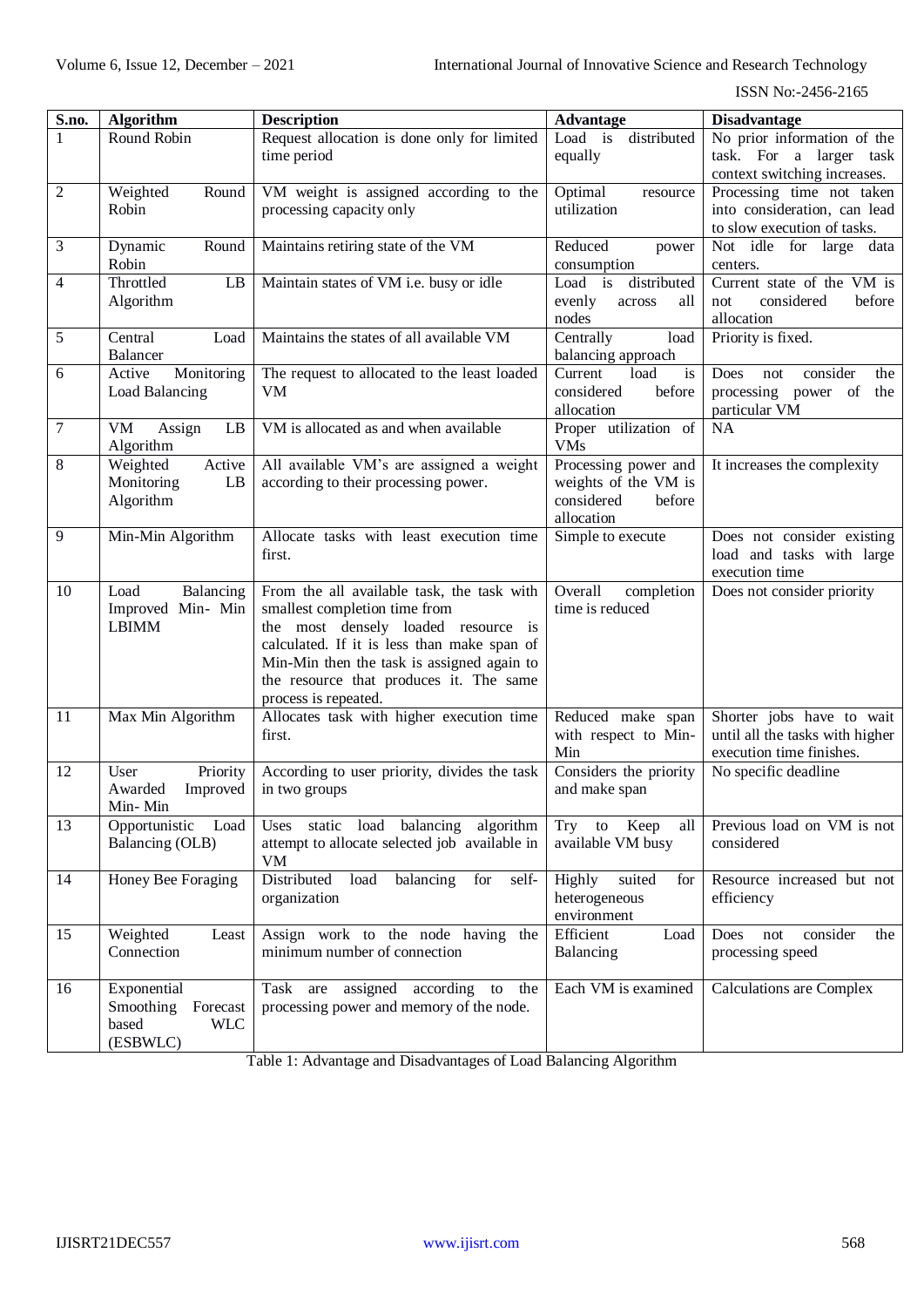| S.no. | Algorithm | Description | Advantage | Disadvantage |
|---|---|---|---|---|
| 1 | Round Robin | Request allocation is done only for limited time period | Load is distributed equally | No prior information of the task. For a larger task context switching increases. |
| 2 | Weighted Round Robin | VM weight is assigned according to the processing capacity only | Optimal resource utilization | Processing time not taken into consideration, can lead to slow execution of tasks. |
| 3 | Dynamic Round Robin | Maintains retiring state of the VM | Reduced power consumption | Not idle for large data centers. |
| 4 | Throttled LB Algorithm | Maintain states of VM i.e. busy or idle | Load is distributed evenly across all nodes | Current state of the VM is not considered before allocation |
| 5 | Central Load Balancer | Maintains the states of all available VM | Centrally load balancing approach | Priority is fixed. |
| 6 | Active Monitoring Load Balancing | The request to allocated to the least loaded VM | Current load is considered before allocation | Does not consider the processing power of the particular VM |
| 7 | VM Assign LB Algorithm | VM is allocated as and when available | Proper utilization of VMs | NA |
| 8 | Weighted Active Monitoring LB Algorithm | All available VM's are assigned a weight according to their processing power. | Processing power and weights of the VM is considered before allocation | It increases the complexity |
| 9 | Min-Min Algorithm | Allocate tasks with least execution time first. | Simple to execute | Does not consider existing load and tasks with large execution time |
| 10 | Load Balancing Improved Min- Min LBIMM | From the all available task, the task with smallest completion time from the most densely loaded resource is calculated. If it is less than make span of Min-Min then the task is assigned again to the resource that produces it. The same process is repeated. | Overall completion time is reduced | Does not consider priority |
| 11 | Max Min Algorithm | Allocates task with higher execution time first. | Reduced make span with respect to Min-Min | Shorter jobs have to wait until all the tasks with higher execution time finishes. |
| 12 | User Priority Awarded Improved Min- Min | According to user priority, divides the task in two groups | Considers the priority and make span | No specific deadline |
| 13 | Opportunistic Load Balancing (OLB) | Uses static load balancing algorithm attempt to allocate selected job available in VM | Try to Keep all available VM busy | Previous load on VM is not considered |
| 14 | Honey Bee Foraging | Distributed load balancing for self-organization | Highly suited for heterogeneous environment | Resource increased but not efficiency |
| 15 | Weighted Least Connection | Assign work to the node having the minimum number of connection | Efficient Load Balancing | Does not consider the processing speed |
| 16 | Exponential Smoothing Forecast based WLC (ESBWLC) | Task are assigned according to the processing power and memory of the node. | Each VM is examined | Calculations are Complex |

Table 1: Advantage and Disadvantages of Load Balancing Algorithm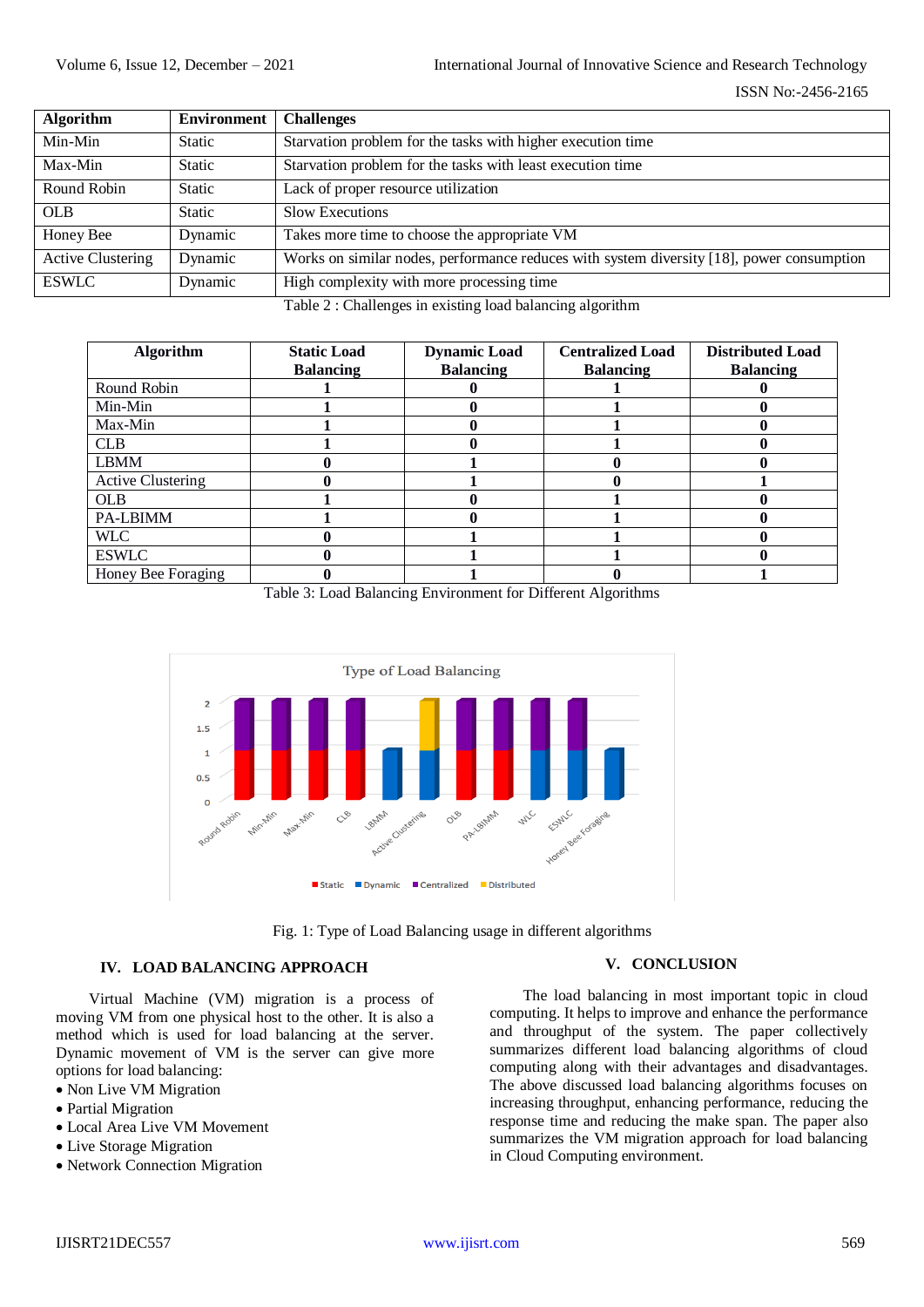| Algorithm | Environment | Challenges |
|---|---|---|
| Min-Min | Static | Starvation problem for the tasks with higher execution time |
| Max-Min | Static | Starvation problem for the tasks with least execution time |
| Round Robin | Static | Lack of proper resource utilization |
| OLB | Static | Slow Executions |
| Honey Bee | Dynamic | Takes more time to choose the appropriate VM |
| Active Clustering | Dynamic | Works on similar nodes, performance reduces with system diversity [18], power consumption |
| ESWLC | Dynamic | High complexity with more processing time |

Table 2 : Challenges in existing load balancing algorithm

| Algorithm | Static Load Balancing | Dynamic Load Balancing | Centralized Load Balancing | Distributed Load Balancing |
|---|---|---|---|---|
| Round Robin | 1 | 0 | 1 | 0 |
| Min-Min | 1 | 0 | 1 | 0 |
| Max-Min | 1 | 0 | 1 | 0 |
| CLB | 1 | 0 | 1 | 0 |
| LBMM | 0 | 1 | 0 | 0 |
| Active Clustering | 0 | 1 | 0 | 1 |
| OLB | 1 | 0 | 1 | 0 |
| PA-LBIMM | 1 | 0 | 1 | 0 |
| WLC | 0 | 1 | 1 | 0 |
| ESWLC | 0 | 1 | 1 | 0 |
| Honey Bee Foraging | 0 | 1 | 0 | 1 |

Table 3: Load Balancing Environment for Different Algorithms

Fig. 1: Type of Load Balancing usage in different algorithms

## IV. LOAD BALANCING APPROACH

Virtual Machine (VM) migration is a process of moving VM from one physical host to the other. It is also a method which is used for load balancing at the server. Dynamic movement of VM is the server can give more options for load balancing:

- Non Live VM Migration
- Partial Migration
- Local Area Live VM Movement
- Live Storage Migration
- Network Connection Migration

## V. CONCLUSION

The load balancing in most important topic in cloud computing. It helps to improve and enhance the performance and throughput of the system. The paper collectively summarizes different load balancing algorithms of cloud computing along with their advantages and disadvantages. The above discussed load balancing algorithms focuses on increasing throughput, enhancing performance, reducing the response time and reducing the make span. The paper also summarizes the VM migration approach for load balancing in Cloud Computing environment.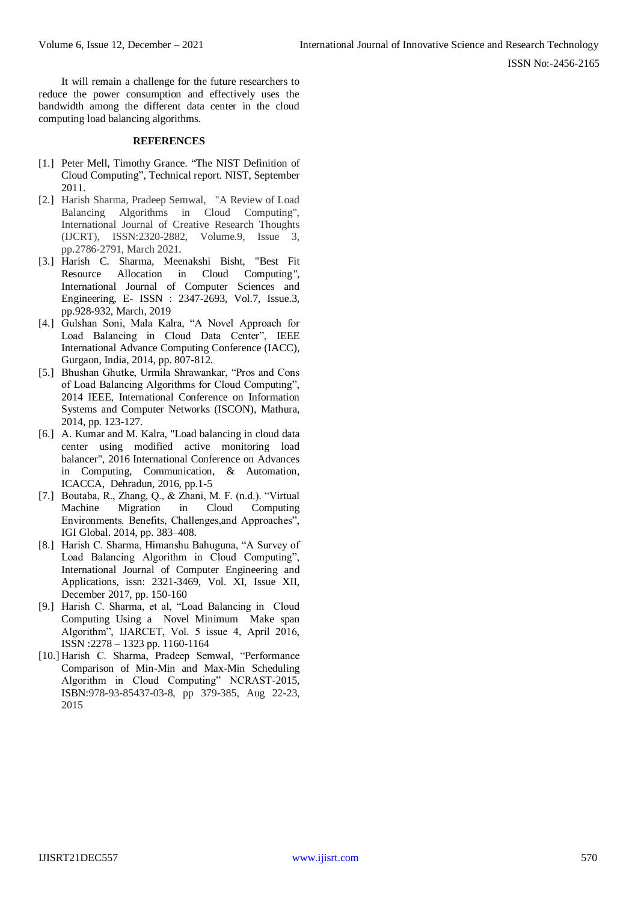It will remain a challenge for the future researchers to reduce the power consumption and effectively uses the bandwidth among the different data center in the cloud computing load balancing algorithms.

## REFERENCES

[1.] Peter Mell, Timothy Grance. "The NIST Definition of Cloud Computing", Technical report. NIST, September 2011.

[2.] Harish Sharma, Pradeep Semwal, "A Review of Load Balancing Algorithms in Cloud Computing", International Journal of Creative Research Thoughts (IJCRT), ISSN:2320-2882, Volume.9, Issue 3, pp.2786-2791, March 2021.

[3.] Harish C. Sharma, Meenakshi Bisht, "Best Fit Resource Allocation in Cloud Computing", International Journal of Computer Sciences and Engineering, E- ISSN : 2347-2693, Vol.7, Issue.3, pp.928-932, March, 2019

[4.] Gulshan Soni, Mala Kalra, "A Novel Approach for Load Balancing in Cloud Data Center", IEEE International Advance Computing Conference (IACC), Gurgaon, India, 2014, pp. 807-812.

[5.] Bhushan Ghutke, Urmila Shrawankar, "Pros and Cons of Load Balancing Algorithms for Cloud Computing", 2014 IEEE, International Conference on Information Systems and Computer Networks (ISCON), Mathura, 2014, pp. 123-127.

[6.] A. Kumar and M. Kalra, "Load balancing in cloud data center using modified active monitoring load balancer", 2016 International Conference on Advances in Computing, Communication, & Automation, ICACCA, Dehradun, 2016, pp.1-5

[7.] Boutaba, R., Zhang, Q., & Zhani, M. F. (n.d.). "Virtual Machine Migration in Cloud Computing Environments. Benefits, Challenges,and Approaches", IGI Global. 2014, pp. 383–408.

[8.] Harish C. Sharma, Himanshu Bahuguna, "A Survey of Load Balancing Algorithm in Cloud Computing", International Journal of Computer Engineering and Applications, issn: 2321-3469, Vol. XI, Issue XII, December 2017, pp. 150-160

[9.] Harish C. Sharma, et al, "Load Balancing in Cloud Computing Using a Novel Minimum Make span Algorithm", IJARCET, Vol. 5 issue 4, April 2016, ISSN :2278 – 1323 pp. 1160-1164

[10.] Harish C. Sharma, Pradeep Semwal, "Performance Comparison of Min-Min and Max-Min Scheduling Algorithm in Cloud Computing" NCRAST-2015, ISBN:978-93-85437-03-8, pp 379-385, Aug 22-23, 2015